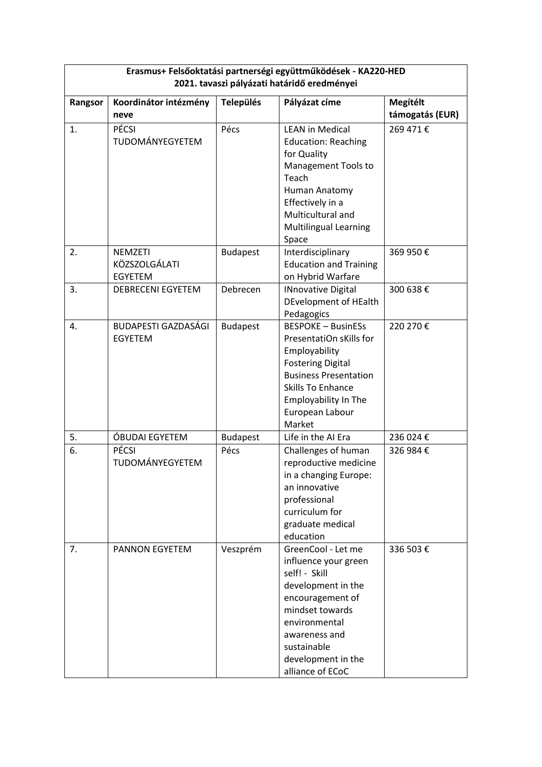**Erasmus+ Felsőoktatási partnerségi együttműködések - KA220-HED**
**2021. tavaszi pályázati határidő eredményei**

| Rangsor | Koordinátor intézmény neve | Település | Pályázat címe | Megítélt támogatás (EUR) |
|---|---|---|---|---|
| 1. | PÉCSI TUDOMÁNYEGYETEM | Pécs | LEAN in Medical Education: Reaching for Quality Management Tools to Teach Human Anatomy Effectively in a Multicultural and Multilingual Learning Space | 269 471 € |
| 2. | NEMZETI KÖZSZOLGÁLATI EGYETEM | Budapest | Interdisciplinary Education and Training on Hybrid Warfare | 369 950 € |
| 3. | DEBRECENI EGYETEM | Debrecen | INnovative Digital DEvelopment of HEalth Pedagogics | 300 638 € |
| 4. | BUDAPESTI GAZDASÁGI EGYETEM | Budapest | BESPOKE – BusinESs PresentatiOn sKills for Employability Fostering Digital Business Presentation Skills To Enhance Employability In The European Labour Market | 220 270 € |
| 5. | ÓBUDAI EGYETEM | Budapest | Life in the AI Era | 236 024 € |
| 6. | PÉCSI TUDOMÁNYEGYETEM | Pécs | Challenges of human reproductive medicine in a changing Europe: an innovative professional curriculum for graduate medical education | 326 984 € |
| 7. | PANNON EGYETEM | Veszprém | GreenCool - Let me influence your green self! - Skill development in the encouragement of mindset towards environmental awareness and sustainable development in the alliance of ECoC | 336 503 € |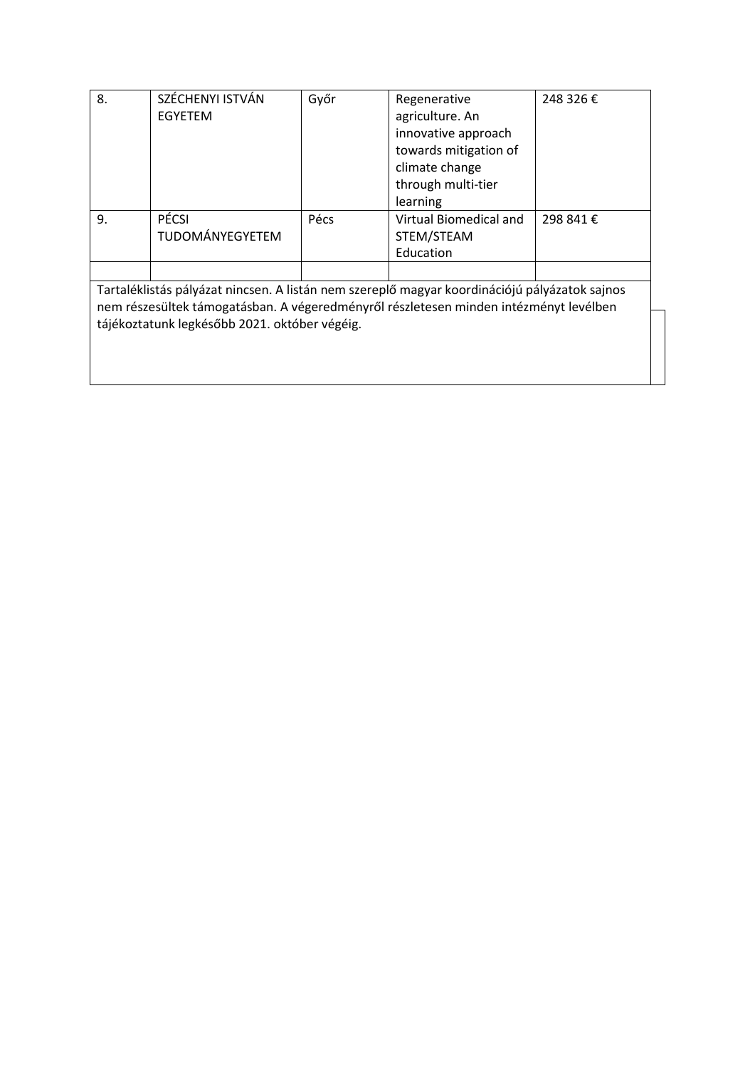| | | | | |
|---|---|---|---|---|
| 8. | SZÉCHENYI ISTVÁN EGYETEM | Győr | Regenerative agriculture. An innovative approach towards mitigation of climate change through multi-tier learning | 248 326 € |
| 9. | PÉCSI TUDOMÁNYEGYETEM | Pécs | Virtual Biomedical and STEM/STEAM Education | 298 841 € |
| | | | | |

Tartaléklistás pályázat nincsen. A listán nem szereplő magyar koordinációjú pályázatok sajnos nem részesültek támogatásban. A végeredményről részletesen minden intézményt levélben tájékoztatunk legkésőbb 2021. október végéig.